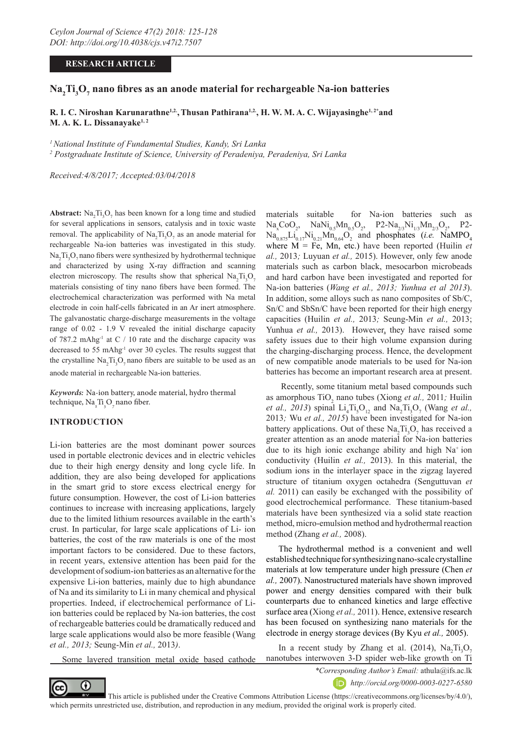RESEARCH ARTICLE

# $Na_2Ti_3O_7$ nano fibres as an anode material for rechargeable Na-ion batteries

**R. I. C. Niroshan Karunarathne[1,2], Thusan Pathirana[1,2], H. W. M. A. C. Wijayasinghe[1,2*] and M. A. K. L. Dissanayake[1,2]**

[1] *National Institute of Fundamental Studies, Kandy, Sri Lanka*
[2] *Postgraduate Institute of Science, University of Peradeniya, Peradeniya, Sri Lanka*

*Received:4/8/2017; Accepted:03/04/2018*

**Abstract:** $Na_2Ti_3O_7$ has been known for a long time and studied for several applications in sensors, catalysis and in toxic waste removal. The applicability of $Na_2Ti_3O_7$ as an anode material for rechargeable Na-ion batteries was investigated in this study. $Na_2Ti_3O_7$ nano fibers were synthesized by hydrothermal technique and characterized by using X-ray diffraction and scanning electron microscopy. The results show that spherical $Na_2Ti_3O_7$ materials consisting of tiny nano fibers have been formed. The electrochemical characterization was performed with Na metal electrode in coin half-cells fabricated in an Ar inert atmosphere. The galvanostatic charge-discharge measurements in the voltage range of 0.02 - 1.9 V revealed the initial discharge capacity of 787.2 mAhg$^{-1}$ at C / 10 rate and the discharge capacity was decreased to 55 mAhg$^{-1}$ over 30 cycles. The results suggest that the crystalline $Na_2Ti_3O_7$ nano fibers are suitable to be used as an anode material in rechargeable Na-ion batteries.

***Keywords:*** Na-ion battery, anode material, hydro thermal technique, $Na_2Ti_3O_7$ nano fiber.

## INTRODUCTION

Li-ion batteries are the most dominant power sources used in portable electronic devices and in electric vehicles due to their high energy density and long cycle life. In addition, they are also being developed for applications in the smart grid to store excess electrical energy for future consumption. However, the cost of Li-ion batteries continues to increase with increasing applications, largely due to the limited lithium resources available in the earth's crust. In particular, for large scale applications of Li- ion batteries, the cost of the raw materials is one of the most important factors to be considered. Due to these factors, in recent years, extensive attention has been paid for the development of sodium-ion batteries as an alternative for the expensive Li-ion batteries, mainly due to high abundance of Na and its similarity to Li in many chemical and physical properties. Indeed, if electrochemical performance of Li-ion batteries could be replaced by Na-ion batteries, the cost of rechargeable batteries could be dramatically reduced and large scale applications would also be more feasible (Wang *et al., 2013;* Seung-Min *et al.,* 2013*)*.

Some layered transition metal oxide based cathode materials suitable for Na-ion batteries such as $Na_xCoO_2$, $NaNi_{0.5}Mn_{0.5}O_2$, P2-$Na_{2/3}Ni_{1/3}Mn_{2/3}O_2$, P2-$Na_{0.875}Li_{0.17}Ni_{0.21}Mn_{0.64}O_2$ and phosphates (*i.e.* $NaMPO_4$ where M = Fe, Mn, etc.) have been reported (Huilin *et al.,* 2013*;* Luyuan *et al.,* 2015). However, only few anode materials such as carbon black, mesocarbon microbeads and hard carbon have been investigated and reported for Na-ion batteries (*Wang et al., 2013; Yunhua et al 2013*). In addition, some alloys such as nano composites of Sb/C, Sn/C and SbSn/C have been reported for their high energy capacities (Huilin *et al.,* 2013*;* Seung-Min *et al.,* 2013; Yunhua *et al.,* 2013). However, they have raised some safety issues due to their high volume expansion during the charging-discharging process. Hence, the development of new compatible anode materials to be used for Na-ion batteries has become an important research area at present.

Recently, some titanium metal based compounds such as amorphous $TiO_2$ nano tubes (Xiong *et al.,* 2011*;* Huilin *et al., 2013*) spinal $Li_4Ti_5O_{12}$ and $Na_2Ti_3O_7$ (Wang *et al.,* 2013*;* Wu *et al., 2015*) have been investigated for Na-ion battery applications. Out of these $Na_2Ti_3O_7$ has received a greater attention as an anode material for Na-ion batteries due to its high ionic exchange ability and high $Na^+$ ion conductivity (Huilin *et al.,* 2013). In this material, the sodium ions in the interlayer space in the zigzag layered structure of titanium oxygen octahedra (Senguttuvan *et al.* 2011) can easily be exchanged with the possibility of good electrochemical performance. These titanium-based materials have been synthesized via a solid state reaction method, micro-emulsion method and hydrothermal reaction method (Zhang *et al.,* 2008).

The hydrothermal method is a convenient and well established technique for synthesizing nano-scale crystalline materials at low temperature under high pressure (Chen *et al.,* 2007). Nanostructured materials have shown improved power and energy densities compared with their bulk counterparts due to enhanced kinetics and large effective surface area (Xiong *et al.,* 2011). Hence, extensive research has been focused on synthesizing nano materials for the electrode in energy storage devices (By Kyu *et al.,* 2005).

In a recent study by Zhang et al. (2014), $Na_2Ti_3O_7$ nanotubes interwoven 3-D spider web-like growth on Ti

*\*Corresponding Author's Email:* athula@ifs.ac.lk

*http://orcid.org/0000-0003-0227-6580*

This article is published under the Creative Commons Attribution License (https://creativecommons.org/licenses/by/4.0/), which permits unrestricted use, distribution, and reproduction in any medium, provided the original work is properly cited.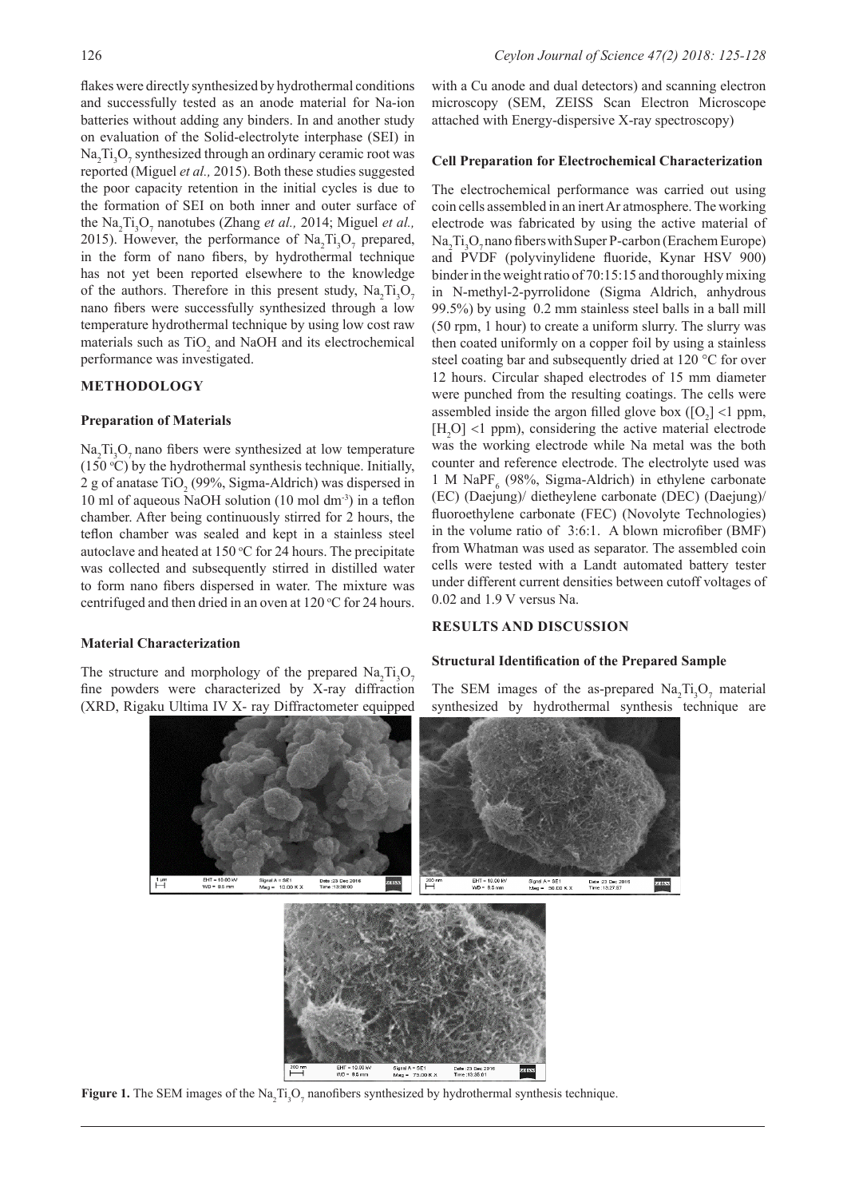flakes were directly synthesized by hydrothermal conditions and successfully tested as an anode material for Na-ion batteries without adding any binders. In and another study on evaluation of the Solid-electrolyte interphase (SEI) in $Na_2Ti_3O_7$ synthesized through an ordinary ceramic root was reported (Miguel *et al.,* 2015). Both these studies suggested the poor capacity retention in the initial cycles is due to the formation of SEI on both inner and outer surface of the $Na_2Ti_3O_7$ nanotubes (Zhang *et al.,* 2014; Miguel *et al.,* 2015). However, the performance of $Na_2Ti_3O_7$ prepared, in the form of nano fibers, by hydrothermal technique has not yet been reported elsewhere to the knowledge of the authors. Therefore in this present study, $Na_2Ti_3O_7$ nano fibers were successfully synthesized through a low temperature hydrothermal technique by using low cost raw materials such as $TiO_2$ and NaOH and its electrochemical performance was investigated.

## METHODOLOGY

### Preparation of Materials

$Na_2Ti_3O_7$ nano fibers were synthesized at low temperature (150 °C) by the hydrothermal synthesis technique. Initially, 2 g of anatase $TiO_2$ (99%, Sigma-Aldrich) was dispersed in 10 ml of aqueous NaOH solution (10 mol dm$^{-3}$) in a teflon chamber. After being continuously stirred for 2 hours, the teflon chamber was sealed and kept in a stainless steel autoclave and heated at 150 °C for 24 hours. The precipitate was collected and subsequently stirred in distilled water to form nano fibers dispersed in water. The mixture was centrifuged and then dried in an oven at 120 °C for 24 hours.

### Material Characterization

The structure and morphology of the prepared $Na_2Ti_3O_7$ fine powders were characterized by X-ray diffraction (XRD, Rigaku Ultima IV X- ray Diffractometer equipped with a Cu anode and dual detectors) and scanning electron microscopy (SEM, ZEISS Scan Electron Microscope attached with Energy-dispersive X-ray spectroscopy)

### Cell Preparation for Electrochemical Characterization

The electrochemical performance was carried out using coin cells assembled in an inert Ar atmosphere. The working electrode was fabricated by using the active material of $Na_2Ti_3O_7$ nano fibers with Super P-carbon (Erachem Europe) and PVDF (polyvinylidene fluoride, Kynar HSV 900) binder in the weight ratio of 70:15:15 and thoroughly mixing in N-methyl-2-pyrrolidone (Sigma Aldrich, anhydrous 99.5%) by using 0.2 mm stainless steel balls in a ball mill (50 rpm, 1 hour) to create a uniform slurry. The slurry was then coated uniformly on a copper foil by using a stainless steel coating bar and subsequently dried at 120 °C for over 12 hours. Circular shaped electrodes of 15 mm diameter were punched from the resulting coatings. The cells were assembled inside the argon filled glove box ($[O_2]$ <1 ppm, $[H_2O]$ <1 ppm), considering the active material electrode was the working electrode while Na metal was the both counter and reference electrode. The electrolyte used was 1 M $NaPF_6$ (98%, Sigma-Aldrich) in ethylene carbonate (EC) (Daejung)/ dietheylene carbonate (DEC) (Daejung)/ fluoroethylene carbonate (FEC) (Novolyte Technologies) in the volume ratio of 3:6:1. A blown microfiber (BMF) from Whatman was used as separator. The assembled coin cells were tested with a Landt automated battery tester under different current densities between cutoff voltages of 0.02 and 1.9 V versus Na.

## RESULTS AND DISCUSSION

### Structural Identification of the Prepared Sample

The SEM images of the as-prepared $Na_2Ti_3O_7$ material synthesized by hydrothermal synthesis technique are

**Figure 1.** The SEM images of the $Na_2Ti_3O_7$ nanofibers synthesized by hydrothermal synthesis technique.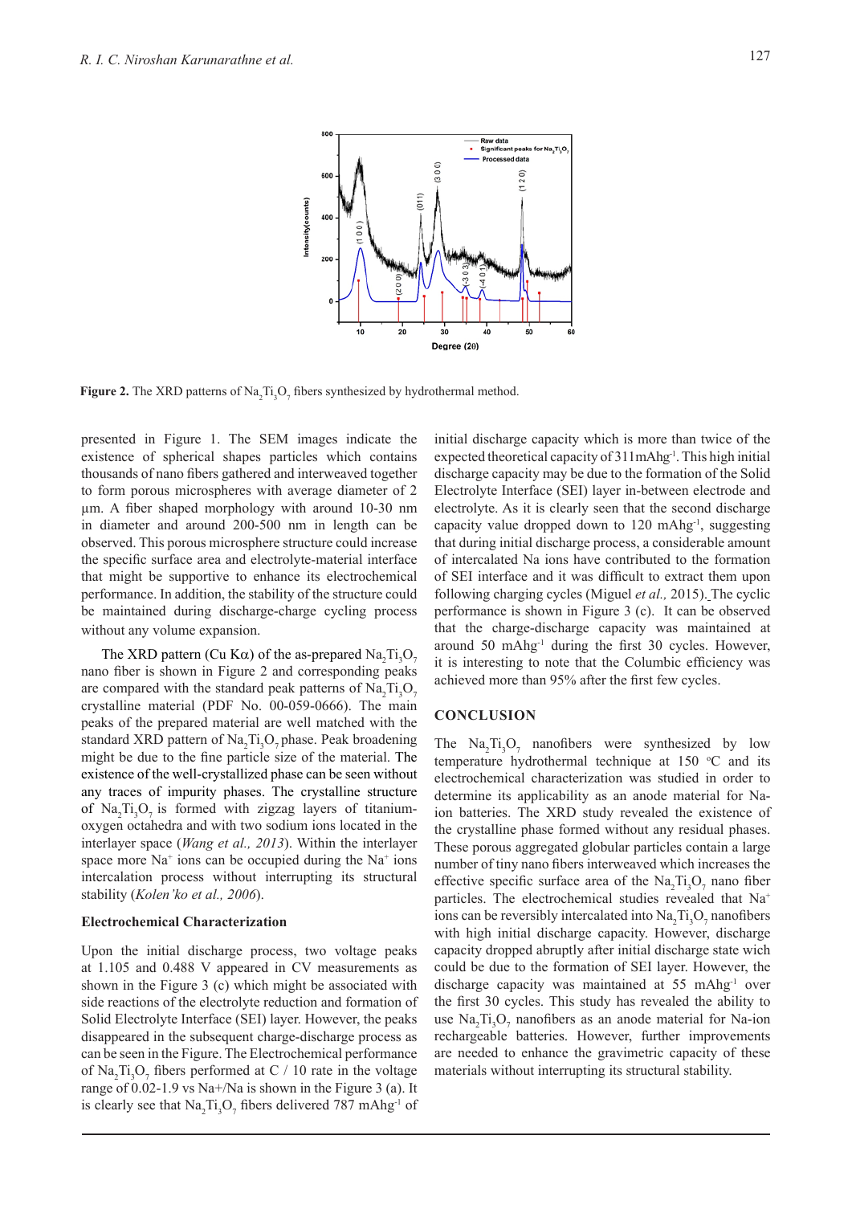**Figure 2.** The XRD patterns of $Na_2Ti_3O_7$ fibers synthesized by hydrothermal method.

presented in Figure 1. The SEM images indicate the existence of spherical shapes particles which contains thousands of nano fibers gathered and interweaved together to form porous microspheres with average diameter of 2 µm. A fiber shaped morphology with around 10-30 nm in diameter and around 200-500 nm in length can be observed. This porous microsphere structure could increase the specific surface area and electrolyte-material interface that might be supportive to enhance its electrochemical performance. In addition, the stability of the structure could be maintained during discharge-charge cycling process without any volume expansion.

The XRD pattern (Cu Kα) of the as-prepared $Na_2Ti_3O_7$ nano fiber is shown in Figure 2 and corresponding peaks are compared with the standard peak patterns of $Na_2Ti_3O_7$ crystalline material (PDF No. 00-059-0666). The main peaks of the prepared material are well matched with the standard XRD pattern of $Na_2Ti_3O_7$ phase. Peak broadening might be due to the fine particle size of the material. The existence of the well-crystallized phase can be seen without any traces of impurity phases. The crystalline structure of $Na_2Ti_3O_7$ is formed with zigzag layers of titanium-oxygen octahedra and with two sodium ions located in the interlayer space (*Wang et al., 2013*). Within the interlayer space more $Na^+$ ions can be occupied during the $Na^+$ ions intercalation process without interrupting its structural stability (*Kolen'ko et al., 2006*).

### Electrochemical Characterization

Upon the initial discharge process, two voltage peaks at 1.105 and 0.488 V appeared in CV measurements as shown in the Figure 3 (c) which might be associated with side reactions of the electrolyte reduction and formation of Solid Electrolyte Interface (SEI) layer. However, the peaks disappeared in the subsequent charge-discharge process as can be seen in the Figure. The Electrochemical performance of $Na_2Ti_3O_7$ fibers performed at C / 10 rate in the voltage range of 0.02-1.9 vs Na+/Na is shown in the Figure 3 (a). It is clearly see that $Na_2Ti_3O_7$ fibers delivered 787 $mAhg^{-1}$ of initial discharge capacity which is more than twice of the expected theoretical capacity of 311$mAhg^{-1}$. This high initial discharge capacity may be due to the formation of the Solid Electrolyte Interface (SEI) layer in-between electrode and electrolyte. As it is clearly seen that the second discharge capacity value dropped down to 120 $mAhg^{-1}$, suggesting that during initial discharge process, a considerable amount of intercalated Na ions have contributed to the formation of SEI interface and it was difficult to extract them upon following charging cycles (Miguel *et al.,* 2015). The cyclic performance is shown in Figure 3 (c). It can be observed that the charge-discharge capacity was maintained at around 50 $mAhg^{-1}$ during the first 30 cycles. However, it is interesting to note that the Columbic efficiency was achieved more than 95% after the first few cycles.

## CONCLUSION

The $Na_2Ti_3O_7$ nanofibers were synthesized by low temperature hydrothermal technique at 150 °C and its electrochemical characterization was studied in order to determine its applicability as an anode material for Na-ion batteries. The XRD study revealed the existence of the crystalline phase formed without any residual phases. These porous aggregated globular particles contain a large number of tiny nano fibers interweaved which increases the effective specific surface area of the $Na_2Ti_3O_7$ nano fiber particles. The electrochemical studies revealed that $Na^+$ ions can be reversibly intercalated into $Na_2Ti_3O_7$ nanofibers with high initial discharge capacity. However, discharge capacity dropped abruptly after initial discharge state wich could be due to the formation of SEI layer. However, the discharge capacity was maintained at 55 $mAhg^{-1}$ over the first 30 cycles. This study has revealed the ability to use $Na_2Ti_3O_7$ nanofibers as an anode material for Na-ion rechargeable batteries. However, further improvements are needed to enhance the gravimetric capacity of these materials without interrupting its structural stability.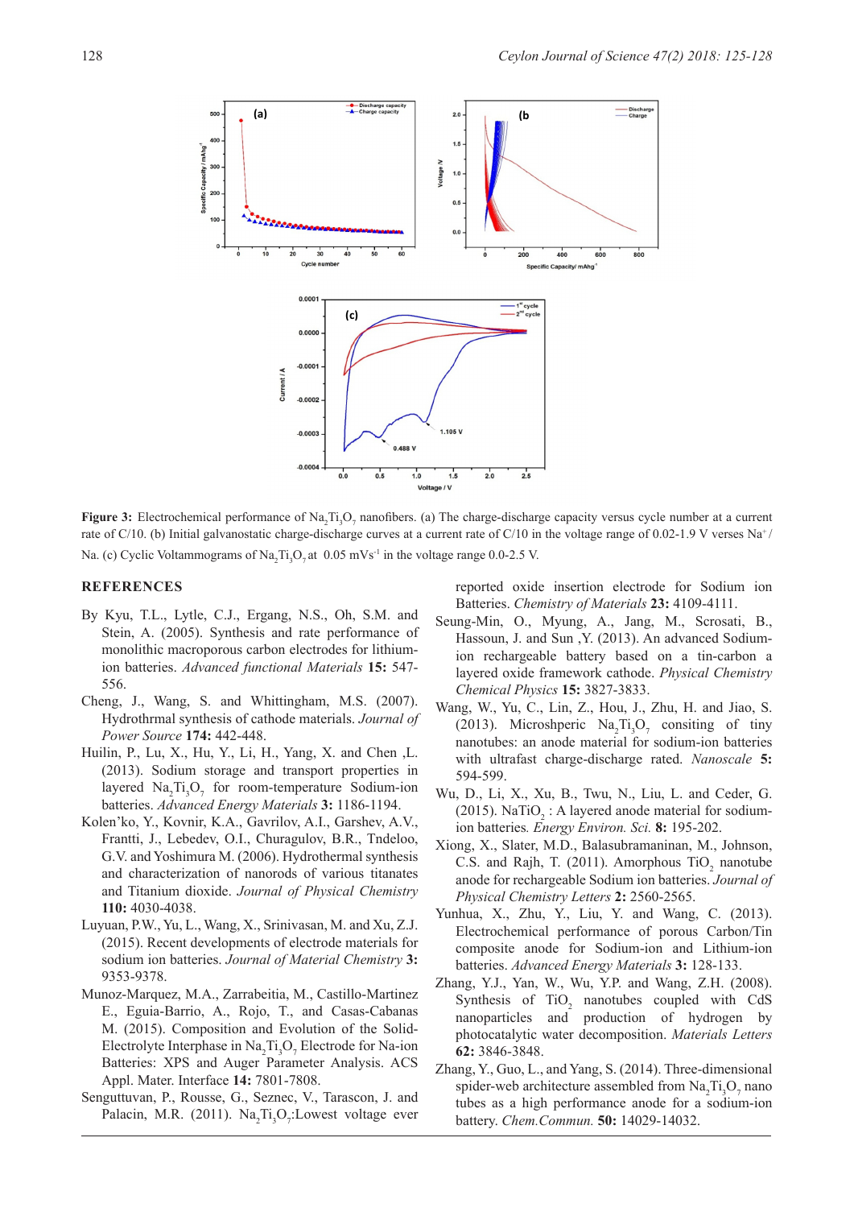(a)

Discharge capacity
Charge capacity

Specific Capacity / mAhg$^{-1}$

500
400
300
200
100
0

0 10 20 30 40 50 60

Cycle number

(b

Discharge
Charge

Voltage /V

2.0
1.5
1.0
0.5
0.0

0 200 400 600 800

Specific Capacity/ mAhg$^{-1}$

(c)

1$^{st}$ cycle
2$^{nd}$ cycle

Current / A

0.0001
0.0000
-0.0001
-0.0002
-0.0003
-0.0004

1.105 V
0.488 V

0.0 0.5 1.0 1.5 2.0 2.5

Voltage / V

**Figure 3:** Electrochemical performance of $Na_2Ti_3O_7$ nanofibers. (a) The charge-discharge capacity versus cycle number at a current rate of C/10. (b) Initial galvanostatic charge-discharge curves at a current rate of C/10 in the voltage range of 0.02-1.9 V verses $Na^+$ / Na. (c) Cyclic Voltammograms of $Na_2Ti_3O_7$ at 0.05 mVs$^{-1}$ in the voltage range 0.0-2.5 V.

## REFERENCES

By Kyu, T.L., Lytle, C.J., Ergang, N.S., Oh, S.M. and Stein, A. (2005). Synthesis and rate performance of monolithic macroporous carbon electrodes for lithium-ion batteries. *Advanced functional Materials* **15:** 547-556.

Cheng, J., Wang, S. and Whittingham, M.S. (2007). Hydrothrmal synthesis of cathode materials. *Journal of Power Source* **174:** 442-448.

Huilin, P., Lu, X., Hu, Y., Li, H., Yang, X. and Chen ,L. (2013). Sodium storage and transport properties in layered $Na_2Ti_3O_7$ for room-temperature Sodium-ion batteries. *Advanced Energy Materials* **3:** 1186-1194.

Kolen'ko, Y., Kovnir, K.A., Gavrilov, A.I., Garshev, A.V., Frantti, J., Lebedev, O.I., Churagulov, B.R., Tndeloo, G.V. and Yoshimura M. (2006). Hydrothermal synthesis and characterization of nanorods of various titanates and Titanium dioxide. *Journal of Physical Chemistry* **110:** 4030-4038.

Luyuan, P.W., Yu, L., Wang, X., Srinivasan, M. and Xu, Z.J. (2015). Recent developments of electrode materials for sodium ion batteries. *Journal of Material Chemistry* **3:** 9353-9378.

Munoz-Marquez, M.A., Zarrabeitia, M., Castillo-Martinez E., Eguia-Barrio, A., Rojo, T., and Casas-Cabanas M. (2015). Composition and Evolution of the Solid-Electrolyte Interphase in $Na_2Ti_3O_7$ Electrode for Na-ion Batteries: XPS and Auger Parameter Analysis. ACS Appl. Mater. Interface **14:** 7801-7808.

Senguttuvan, P., Rousse, G., Seznec, V., Tarascon, J. and Palacin, M.R. (2011). $Na_2Ti_3O_7$:Lowest voltage ever reported oxide insertion electrode for Sodium ion Batteries. *Chemistry of Materials* **23:** 4109-4111.

Seung-Min, O., Myung, A., Jang, M., Scrosati, B., Hassoun, J. and Sun ,Y. (2013). An advanced Sodium-ion rechargeable battery based on a tin-carbon a layered oxide framework cathode. *Physical Chemistry Chemical Physics* **15:** 3827-3833.

Wang, W., Yu, C., Lin, Z., Hou, J., Zhu, H. and Jiao, S. (2013). Microsphperic $Na_2Ti_3O_7$ consiting of tiny nanotubes: an anode material for sodium-ion batteries with ultrafast charge-discharge rated. *Nanoscale* **5:** 594-599.

Wu, D., Li, X., Xu, B., Twu, N., Liu, L. and Ceder, G. (2015). $NaTiO_2$ : A layered anode material for sodium-ion batteries. *Energy Environ. Sci.* **8:** 195-202.

Xiong, X., Slater, M.D., Balasubramaninan, M., Johnson, C.S. and Rajh, T. (2011). Amorphous $TiO_2$ nanotube anode for rechargeable Sodium ion batteries. *Journal of Physical Chemistry Letters* **2:** 2560-2565.

Yunhua, X., Zhu, Y., Liu, Y. and Wang, C. (2013). Electrochemical performance of porous Carbon/Tin composite anode for Sodium-ion and Lithium-ion batteries. *Advanced Energy Materials* **3:** 128-133.

Zhang, Y.J., Yan, W., Wu, Y.P. and Wang, Z.H. (2008). Synthesis of $TiO_2$ nanotubes coupled with CdS nanoparticles and production of hydrogen by photocatalytic water decomposition. *Materials Letters* **62:** 3846-3848.

Zhang, Y., Guo, L., and Yang, S. (2014). Three-dimensional spider-web architecture assembled from $Na_2Ti_3O_7$ nano tubes as a high performance anode for a sodium-ion battery. *Chem.Commun.* **50:** 14029-14032.